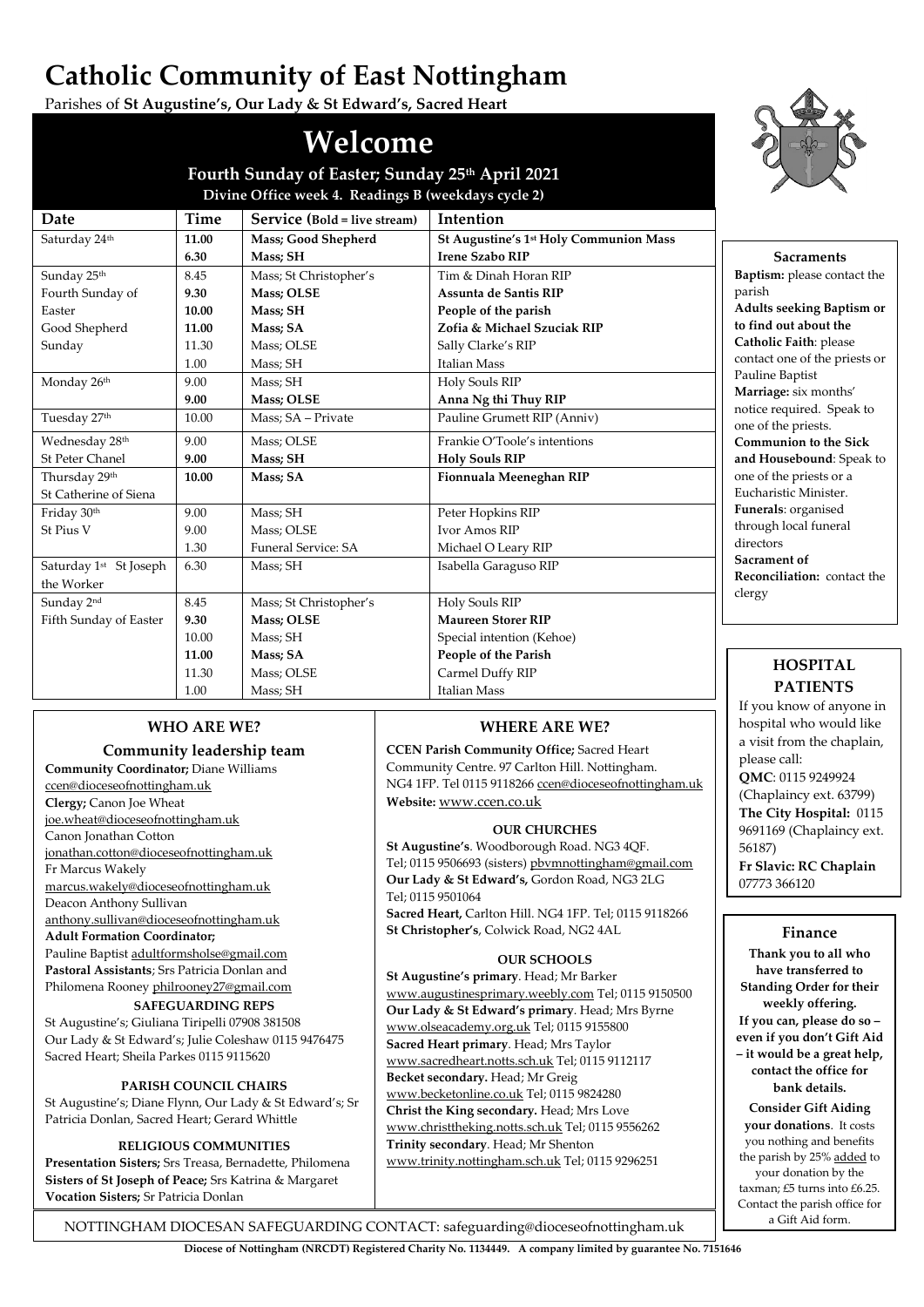# Catholic Community of East Nottingham

Parishes of **St Augustine's, Our Lady & St Edward's, Sacred Heart**

## Welcome

**Fourth Sunday of Easter; Sunday 25th April 2021**

**Divine Office week 4. Readings B (weekdays cycle 2)**

| Date | Time | Service (Bold = live stream) | Intention |
|---|---|---|---|
| Saturday 24th | **11.00** | **Mass; Good Shepherd** | **St Augustine's 1st Holy Communion Mass** |
| | **6.30** | **Mass; SH** | **Irene Szabo RIP** |
| Sunday 25th | 8.45 | Mass; St Christopher's | Tim & Dinah Horan RIP |
| Fourth Sunday of | **9.30** | **Mass; OLSE** | **Assunta de Santis RIP** |
| Easter | **10.00** | **Mass; SH** | **People of the parish** |
| Good Shepherd | **11.00** | **Mass; SA** | **Zofia & Michael Szuciak RIP** |
| Sunday | 11.30 | Mass; OLSE | Sally Clarke's RIP |
| | 1.00 | Mass; SH | Italian Mass |
| Monday 26th | 9.00 | Mass; SH | Holy Souls RIP |
| | **9.00** | **Mass; OLSE** | **Anna Ng thi Thuy RIP** |
| Tuesday 27th | 10.00 | Mass; SA – Private | Pauline Grumett RIP (Anniv) |
| Wednesday 28th | 9.00 | Mass; OLSE | Frankie O'Toole's intentions |
| St Peter Chanel | **9.00** | **Mass; SH** | **Holy Souls RIP** |
| Thursday 29th | **10.00** | **Mass; SA** | **Fionnuala Meeneghan RIP** |
| St Catherine of Siena | | | |
| Friday 30th | 9.00 | Mass; SH | Peter Hopkins RIP |
| St Pius V | 9.00 | Mass; OLSE | Ivor Amos RIP |
| | 1.30 | Funeral Service: SA | Michael O Leary RIP |
| Saturday 1st St Joseph the Worker | 6.30 | Mass; SH | Isabella Garaguso RIP |
| Sunday 2nd | 8.45 | Mass; St Christopher's | Holy Souls RIP |
| Fifth Sunday of Easter | **9.30** | **Mass; OLSE** | **Maureen Storer RIP** |
| | 10.00 | Mass; SH | Special intention (Kehoe) |
| | **11.00** | **Mass; SA** | **People of the Parish** |
| | 11.30 | Mass; OLSE | Carmel Duffy RIP |
| | 1.00 | Mass; SH | Italian Mass |

### Sacraments

**Baptism:** please contact the parish
**Adults seeking Baptism or to find out about the Catholic Faith**: please contact one of the priests or Pauline Baptist
**Marriage:** six months' notice required. Speak to one of the priests.
**Communion to the Sick and Housebound**: Speak to one of the priests or a Eucharistic Minister.
**Funerals**: organised through local funeral directors
**Sacrament of Reconciliation:** contact the clergy

### HOSPITAL PATIENTS

If you know of anyone in hospital who would like a visit from the chaplain, please call:
**QMC**: 0115 9249924 (Chaplaincy ext. 63799)
**The City Hospital:** 0115 9691169 (Chaplaincy ext. 56187)
**Fr Slavic: RC Chaplain** 07773 366120

### Finance

**Thank you to all who have transferred to Standing Order for their weekly offering. If you can, please do so – even if you don't Gift Aid – it would be a great help, contact the office for bank details.**

**Consider Gift Aiding your donations**. It costs you nothing and benefits the parish by 25% added to your donation by the taxman; £5 turns into £6.25. Contact the parish office for a Gift Aid form.

### WHO ARE WE?

#### Community leadership team

**Community Coordinator;** Diane Williams ccen@dioceseofnottingham.uk
**Clergy;** Canon Joe Wheat joe.wheat@dioceseofnottingham.uk
Canon Jonathan Cotton jonathan.cotton@dioceseofnottingham.uk
Fr Marcus Wakely marcus.wakely@dioceseofnottingham.uk
Deacon Anthony Sullivan anthony.sullivan@dioceseofnottingham.uk
**Adult Formation Coordinator;** Pauline Baptist adultformsholse@gmail.com
**Pastoral Assistants**; Srs Patricia Donlan and Philomena Rooney philrooney27@gmail.com

**SAFEGUARDING REPS**

St Augustine's; Giuliana Tiripelli 07908 381508
Our Lady & St Edward's; Julie Coleshaw 0115 9476475
Sacred Heart; Sheila Parkes 0115 9115620

**PARISH COUNCIL CHAIRS**

St Augustine's; Diane Flynn, Our Lady & St Edward's; Sr Patricia Donlan, Sacred Heart; Gerard Whittle

**RELIGIOUS COMMUNITIES**

**Presentation Sisters;** Srs Treasa, Bernadette, Philomena
**Sisters of St Joseph of Peace;** Srs Katrina & Margaret
**Vocation Sisters;** Sr Patricia Donlan

### WHERE ARE WE?

**CCEN Parish Community Office;** Sacred Heart Community Centre. 97 Carlton Hill. Nottingham. NG4 1FP. Tel 0115 9118266 ccen@dioceseofnottingham.uk
**Website:** www.ccen.co.uk

**OUR CHURCHES**

**St Augustine's**. Woodborough Road. NG3 4QF. Tel; 0115 9506693 (sisters) pbvmnottingham@gmail.com
**Our Lady & St Edward's,** Gordon Road, NG3 2LG Tel; 0115 9501064
**Sacred Heart,** Carlton Hill. NG4 1FP. Tel; 0115 9118266
**St Christopher's**, Colwick Road, NG2 4AL

**OUR SCHOOLS**

**St Augustine's primary**. Head; Mr Barker www.augustinesprimary.weebly.com Tel; 0115 9150500
**Our Lady & St Edward's primary**. Head; Mrs Byrne www.olseacademy.org.uk Tel; 0115 9155800
**Sacred Heart primary**. Head; Mrs Taylor www.sacredheart.notts.sch.uk Tel; 0115 9112117
**Becket secondary.** Head; Mr Greig www.becketonline.co.uk Tel; 0115 9824280
**Christ the King secondary.** Head; Mrs Love www.christtheking.notts.sch.uk Tel; 0115 9556262
**Trinity secondary**. Head; Mr Shenton www.trinity.nottingham.sch.uk Tel; 0115 9296251

NOTTINGHAM DIOCESAN SAFEGUARDING CONTACT: safeguarding@dioceseofnottingham.uk

**Diocese of Nottingham (NRCDT) Registered Charity No. 1134449. A company limited by guarantee No. 7151646**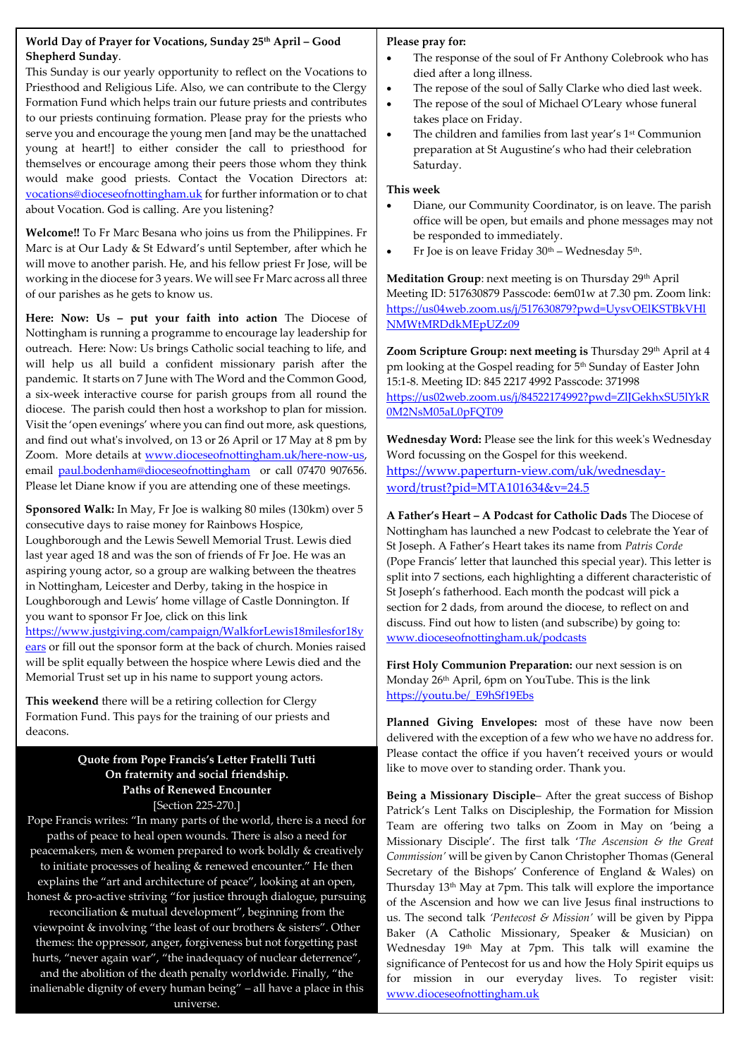**World Day of Prayer for Vocations, Sunday 25th April – Good Shepherd Sunday**.

This Sunday is our yearly opportunity to reflect on the Vocations to Priesthood and Religious Life. Also, we can contribute to the Clergy Formation Fund which helps train our future priests and contributes to our priests continuing formation. Please pray for the priests who serve you and encourage the young men [and may be the unattached young at heart!] to either consider the call to priesthood for themselves or encourage among their peers those whom they think would make good priests. Contact the Vocation Directors at: vocations@dioceseofnottingham.uk for further information or to chat about Vocation. God is calling. Are you listening?

**Welcome!!** To Fr Marc Besana who joins us from the Philippines. Fr Marc is at Our Lady & St Edward's until September, after which he will move to another parish. He, and his fellow priest Fr Jose, will be working in the diocese for 3 years. We will see Fr Marc across all three of our parishes as he gets to know us.

**Here: Now: Us – put your faith into action** The Diocese of Nottingham is running a programme to encourage lay leadership for outreach. Here: Now: Us brings Catholic social teaching to life, and will help us all build a confident missionary parish after the pandemic. It starts on 7 June with The Word and the Common Good, a six-week interactive course for parish groups from all round the diocese. The parish could then host a workshop to plan for mission. Visit the 'open evenings' where you can find out more, ask questions, and find out what's involved, on 13 or 26 April or 17 May at 8 pm by Zoom. More details at www.dioceseofnottingham.uk/here-now-us, email paul.bodenham@dioceseofnottingham or call 07470 907656. Please let Diane know if you are attending one of these meetings.

**Sponsored Walk:** In May, Fr Joe is walking 80 miles (130km) over 5 consecutive days to raise money for Rainbows Hospice, Loughborough and the Lewis Sewell Memorial Trust. Lewis died last year aged 18 and was the son of friends of Fr Joe. He was an aspiring young actor, so a group are walking between the theatres in Nottingham, Leicester and Derby, taking in the hospice in Loughborough and Lewis' home village of Castle Donnington. If you want to sponsor Fr Joe, click on this link https://www.justgiving.com/campaign/WalkforLewis18milesfor18years or fill out the sponsor form at the back of church. Monies raised will be split equally between the hospice where Lewis died and the Memorial Trust set up in his name to support young actors.

**This weekend** there will be a retiring collection for Clergy Formation Fund. This pays for the training of our priests and deacons.

**Quote from Pope Francis's Letter Fratelli Tutti**
**On fraternity and social friendship.**
**Paths of Renewed Encounter**
[Section 225-270.]

Pope Francis writes: "In many parts of the world, there is a need for paths of peace to heal open wounds. There is also a need for peacemakers, men & women prepared to work boldly & creatively to initiate processes of healing & renewed encounter." He then explains the "art and architecture of peace", looking at an open, honest & pro-active striving "for justice through dialogue, pursuing reconciliation & mutual development", beginning from the viewpoint & involving "the least of our brothers & sisters". Other themes: the oppressor, anger, forgiveness but not forgetting past hurts, "never again war", "the inadequacy of nuclear deterrence", and the abolition of the death penalty worldwide. Finally, "the inalienable dignity of every human being" – all have a place in this universe.

**Please pray for:**

- The response of the soul of Fr Anthony Colebrook who has died after a long illness.
- The repose of the soul of Sally Clarke who died last week.
- The repose of the soul of Michael O'Leary whose funeral takes place on Friday.
- The children and families from last year's 1st Communion preparation at St Augustine's who had their celebration Saturday.

**This week**

- Diane, our Community Coordinator, is on leave. The parish office will be open, but emails and phone messages may not be responded to immediately.
- Fr Joe is on leave Friday 30th – Wednesday 5th.

**Meditation Group**: next meeting is on Thursday 29th April Meeting ID: 517630879 Passcode: 6em01w at 7.30 pm. Zoom link: https://us04web.zoom.us/j/517630879?pwd=UysvOElKSTBkVHlNMWtMRDdkMEpUZz09

**Zoom Scripture Group: next meeting is** Thursday 29th April at 4 pm looking at the Gospel reading for 5th Sunday of Easter John 15:1-8. Meeting ID: 845 2217 4992 Passcode: 371998 https://us02web.zoom.us/j/84522174992?pwd=ZlJGekhxSU5lYkR0M2NsM05aL0pFQT09

**Wednesday Word:** Please see the link for this week's Wednesday Word focussing on the Gospel for this weekend. https://www.paperturn-view.com/uk/wednesday-word/trust?pid=MTA101634&v=24.5

**A Father's Heart – A Podcast for Catholic Dads** The Diocese of Nottingham has launched a new Podcast to celebrate the Year of St Joseph. A Father's Heart takes its name from *Patris Corde* (Pope Francis' letter that launched this special year). This letter is split into 7 sections, each highlighting a different characteristic of St Joseph's fatherhood. Each month the podcast will pick a section for 2 dads, from around the diocese, to reflect on and discuss. Find out how to listen (and subscribe) by going to: www.dioceseofnottingham.uk/podcasts

**First Holy Communion Preparation:** our next session is on Monday 26th April, 6pm on YouTube. This is the link https://youtu.be/_E9hSf19Ebs

**Planned Giving Envelopes:** most of these have now been delivered with the exception of a few who we have no address for. Please contact the office if you haven't received yours or would like to move over to standing order. Thank you.

**Being a Missionary Disciple**– After the great success of Bishop Patrick's Lent Talks on Discipleship, the Formation for Mission Team are offering two talks on Zoom in May on 'being a Missionary Disciple'. The first talk '*The Ascension & the Great Commission'* will be given by Canon Christopher Thomas (General Secretary of the Bishops' Conference of England & Wales) on Thursday 13th May at 7pm. This talk will explore the importance of the Ascension and how we can live Jesus final instructions to us. The second talk *'Pentecost & Mission'* will be given by Pippa Baker (A Catholic Missionary, Speaker & Musician) on Wednesday 19th May at 7pm. This talk will examine the significance of Pentecost for us and how the Holy Spirit equips us for mission in our everyday lives. To register visit: www.dioceseofnottingham.uk